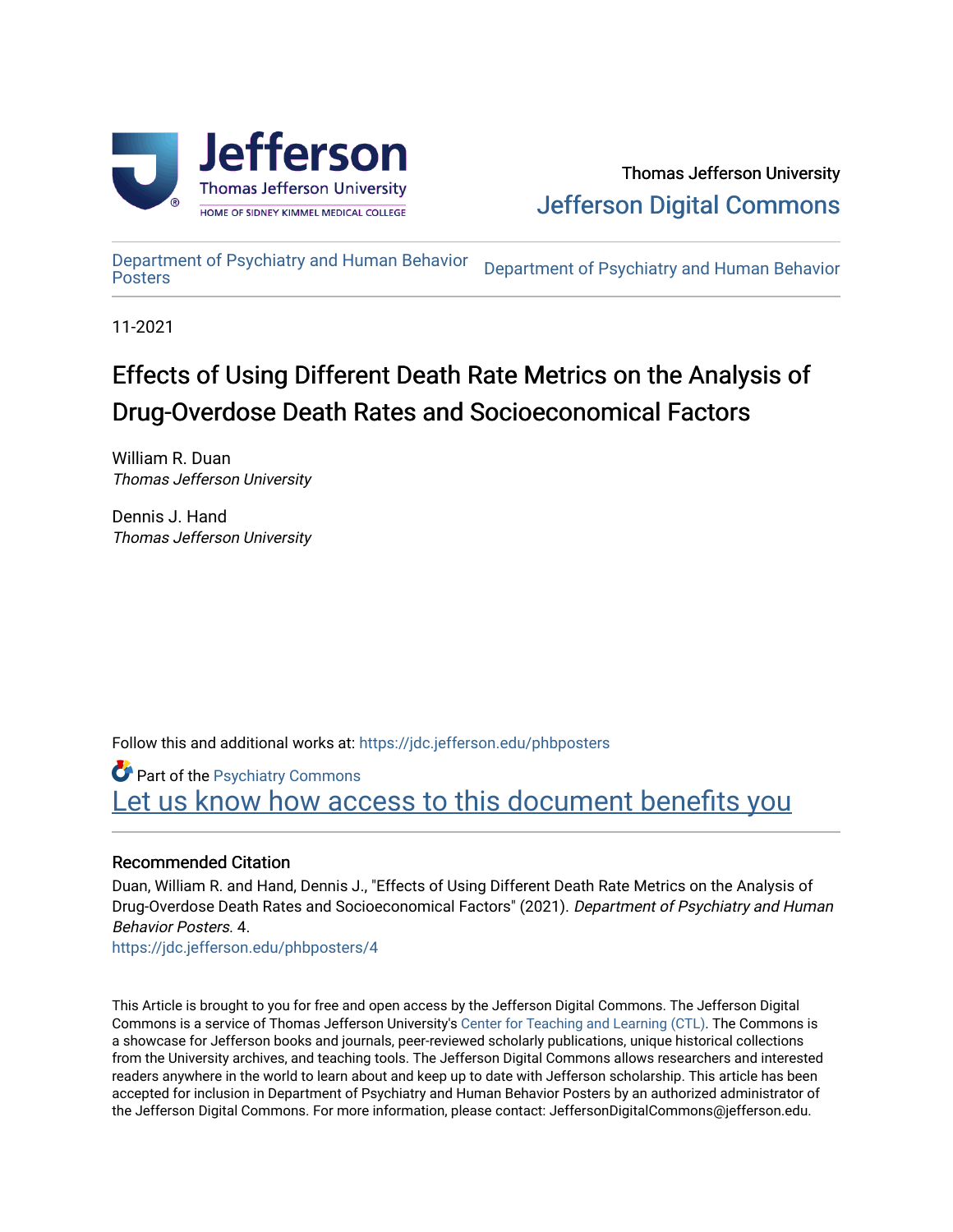Thomas Jefferson University

Jefferson Digital Commons

Department of Psychiatry and Human Behavior Posters | Department of Psychiatry and Human Behavior

11-2021

# Effects of Using Different Death Rate Metrics on the Analysis of Drug-Overdose Death Rates and Socioeconomical Factors

William R. Duan
*Thomas Jefferson University*

Dennis J. Hand
*Thomas Jefferson University*

Follow this and additional works at: https://jdc.jefferson.edu/phbposters

Part of the Psychiatry Commons

Let us know how access to this document benefits you

## Recommended Citation

Duan, William R. and Hand, Dennis J., "Effects of Using Different Death Rate Metrics on the Analysis of Drug-Overdose Death Rates and Socioeconomical Factors" (2021). *Department of Psychiatry and Human Behavior Posters.* 4.
https://jdc.jefferson.edu/phbposters/4

This Article is brought to you for free and open access by the Jefferson Digital Commons. The Jefferson Digital Commons is a service of Thomas Jefferson University's Center for Teaching and Learning (CTL). The Commons is a showcase for Jefferson books and journals, peer-reviewed scholarly publications, unique historical collections from the University archives, and teaching tools. The Jefferson Digital Commons allows researchers and interested readers anywhere in the world to learn about and keep up to date with Jefferson scholarship. This article has been accepted for inclusion in Department of Psychiatry and Human Behavior Posters by an authorized administrator of the Jefferson Digital Commons. For more information, please contact: JeffersonDigitalCommons@jefferson.edu.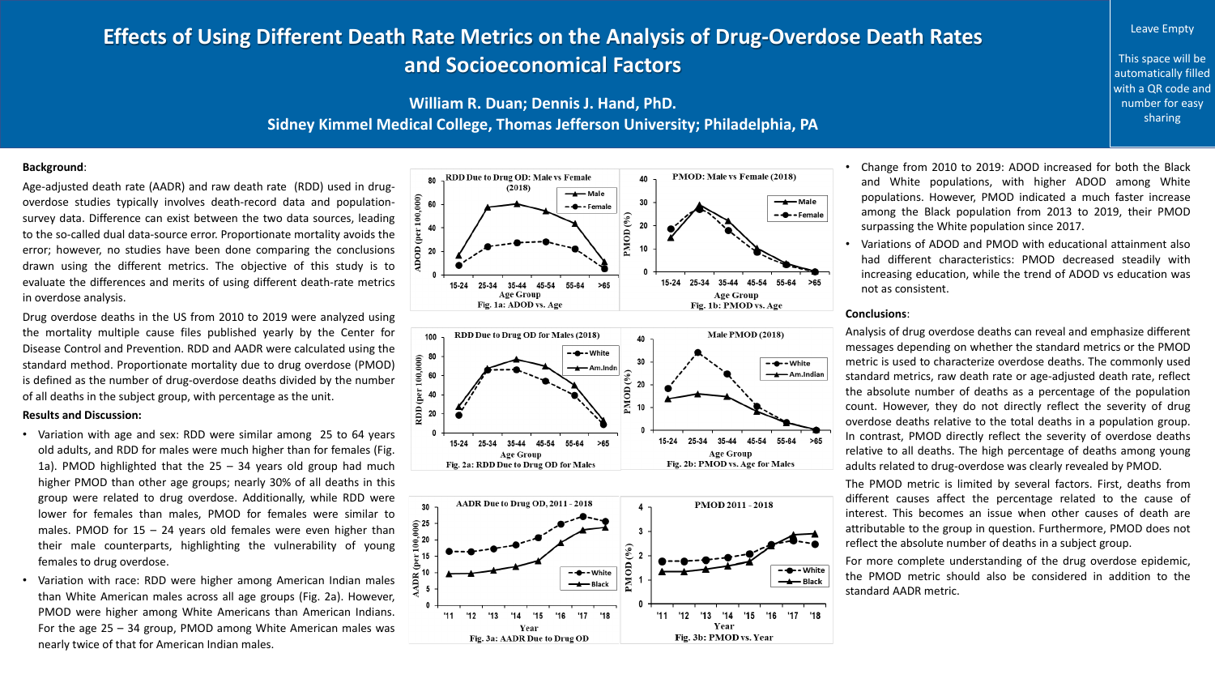# Effects of Using Different Death Rate Metrics on the Analysis of Drug-Overdose Death Rates and Socioeconomical Factors

**William R. Duan; Dennis J. Hand, PhD.**

**Sidney Kimmel Medical College, Thomas Jefferson University; Philadelphia, PA**

Leave Empty

This space will be automatically filled with a QR code and number for easy sharing

**Background**:

Age-adjusted death rate (AADR) and raw death rate (RDD) used in drug-overdose studies typically involves death-record data and population-survey data. Difference can exist between the two data sources, leading to the so-called dual data-source error. Proportionate mortality avoids the error; however, no studies have been done comparing the conclusions drawn using the different metrics. The objective of this study is to evaluate the differences and merits of using different death-rate metrics in overdose analysis.

Drug overdose deaths in the US from 2010 to 2019 were analyzed using the mortality multiple cause files published yearly by the Center for Disease Control and Prevention. RDD and AADR were calculated using the standard method. Proportionate mortality due to drug overdose (PMOD) is defined as the number of drug-overdose deaths divided by the number of all deaths in the subject group, with percentage as the unit.

**Results and Discussion:**

- Variation with age and sex: RDD were similar among 25 to 64 years old adults, and RDD for males were much higher than for females (Fig. 1a). PMOD highlighted that the 25 – 34 years old group had much higher PMOD than other age groups; nearly 30% of all deaths in this group were related to drug overdose. Additionally, while RDD were lower for females than males, PMOD for females were similar to males. PMOD for 15 – 24 years old females were even higher than their male counterparts, highlighting the vulnerability of young females to drug overdose.
- Variation with race: RDD were higher among American Indian males than White American males across all age groups (Fig. 2a). However, PMOD were higher among White Americans than American Indians. For the age 25 – 34 group, PMOD among White American males was nearly twice of that for American Indian males.

RDD Due to Drug OD: Male vs Female (2018)
ADOD (per 100,000)
80
60
40
20
0
15-24 25-34 35-44 45-54 55-64 >65
Age Group
Male
Female
Fig. 1a: ADOD vs. Age

PMOD: Male vs Female (2018)
PMOD (%)
40
30
20
10
0
15-24 25-34 35-44 45-54 55-64 >65
Age Group
Male
Female
Fig. 1b: PMOD vs. Age

RDD Due to Drug OD for Males (2018)
RDD (per 100,000)
100
80
60
40
20
0
15-24 25-34 35-44 45-54 55-64 >65
Age Group
White
Am.Indn
Fig. 2a: RDD Due to Drug OD for Males

Male PMOD (2018)
PMOD (%)
40
30
20
10
0
15-24 25-34 35-44 45-54 55-64 >65
Age Group
White
Am.Indian
Fig. 2b: PMOD vs. Age for Males

AADR Due to Drug OD, 2011 - 2018
AADR (per 100,000)
30
25
20
15
10
5
0
'11 '12 '13 '14 '15 '16 '17 '18
Year
White
Black
Fig. 3a: AADR Due to Drug OD

PMOD 2011 - 2018
PMOD (%)
4
3
2
1
0
'11 '12 '13 '14 '15 '16 '17 '18
Year
White
Black
Fig. 3b: PMOD vs. Year

- Change from 2010 to 2019: ADOD increased for both the Black and White populations, with higher ADOD among White populations. However, PMOD indicated a much faster increase among the Black population from 2013 to 2019, their PMOD surpassing the White population since 2017.
- Variations of ADOD and PMOD with educational attainment also had different characteristics: PMOD decreased steadily with increasing education, while the trend of ADOD vs education was not as consistent.

**Conclusions**:

Analysis of drug overdose deaths can reveal and emphasize different messages depending on whether the standard metrics or the PMOD metric is used to characterize overdose deaths. The commonly used standard metrics, raw death rate or age-adjusted death rate, reflect the absolute number of deaths in a population as a percentage of the population count. However, they do not directly reflect the severity of drug overdose deaths relative to the total deaths in a population group. In contrast, PMOD directly reflect the severity of overdose deaths relative to all deaths. The high percentage of deaths among young adults related to drug-overdose was clearly revealed by PMOD.

The PMOD metric is limited by several factors. First, deaths from different causes affect the percentage related to the cause of interest. This becomes an issue when other causes of death are attributable to the group in question. Furthermore, PMOD does not reflect the absolute number of deaths in a subject group.

For more complete understanding of the drug overdose epidemic, the PMOD metric should also be considered in addition to the standard AADR metric.